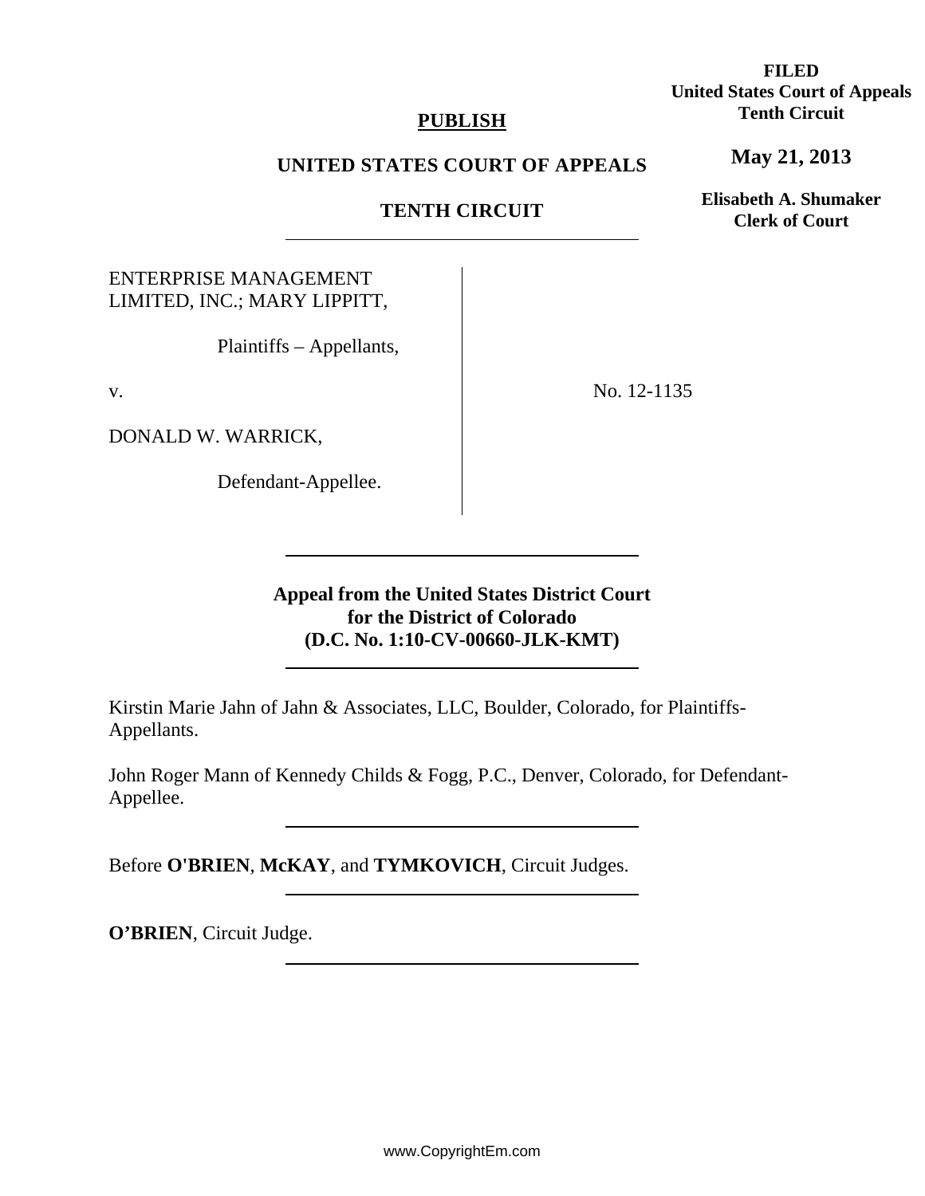**FILED**
**United States Court of Appeals**
**Tenth Circuit**

**May 21, 2013**

**Elisabeth A. Shumaker**
**Clerk of Court**

**PUBLISH**

**UNITED STATES COURT OF APPEALS**

**TENTH CIRCUIT**

---

ENTERPRISE MANAGEMENT LIMITED, INC.; MARY LIPPITT,

Plaintiffs – Appellants,

v.

DONALD W. WARRICK,

Defendant-Appellee.

No. 12-1135

---

**Appeal from the United States District Court for the District of Colorado (D.C. No. 1:10-CV-00660-JLK-KMT)**

---

Kirstin Marie Jahn of Jahn & Associates, LLC, Boulder, Colorado, for Plaintiffs-Appellants.

John Roger Mann of Kennedy Childs & Fogg, P.C., Denver, Colorado, for Defendant-Appellee.

---

Before **O'BRIEN**, **McKAY**, and **TYMKOVICH**, Circuit Judges.

---

**O'BRIEN**, Circuit Judge.

---

www.CopyrightEm.com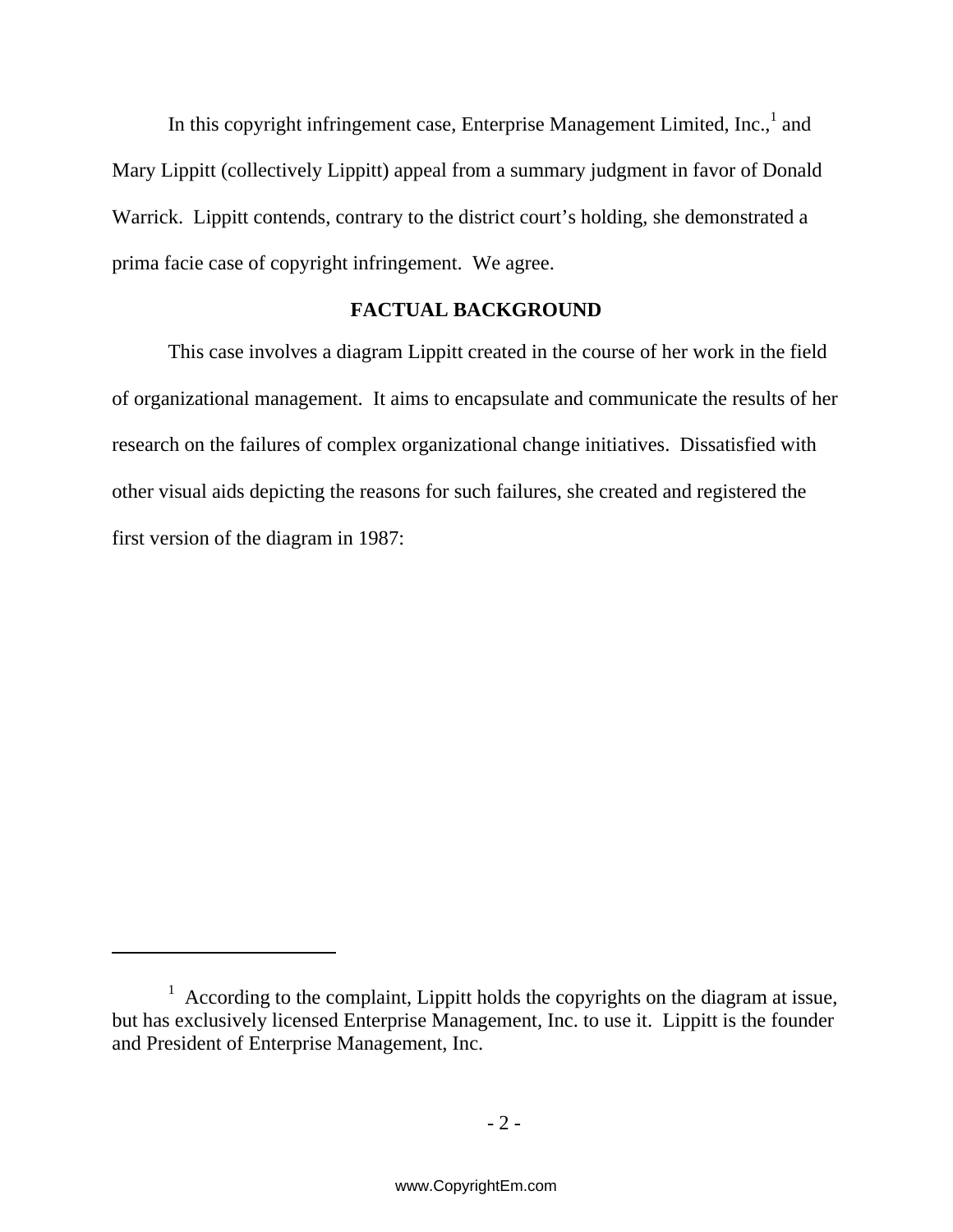In this copyright infringement case, Enterprise Management Limited, Inc.,[1] and Mary Lippitt (collectively Lippitt) appeal from a summary judgment in favor of Donald Warrick. Lippitt contends, contrary to the district court's holding, she demonstrated a prima facie case of copyright infringement. We agree.

## FACTUAL BACKGROUND

This case involves a diagram Lippitt created in the course of her work in the field of organizational management. It aims to encapsulate and communicate the results of her research on the failures of complex organizational change initiatives. Dissatisfied with other visual aids depicting the reasons for such failures, she created and registered the first version of the diagram in 1987:

---

[1] According to the complaint, Lippitt holds the copyrights on the diagram at issue, but has exclusively licensed Enterprise Management, Inc. to use it. Lippitt is the founder and President of Enterprise Management, Inc.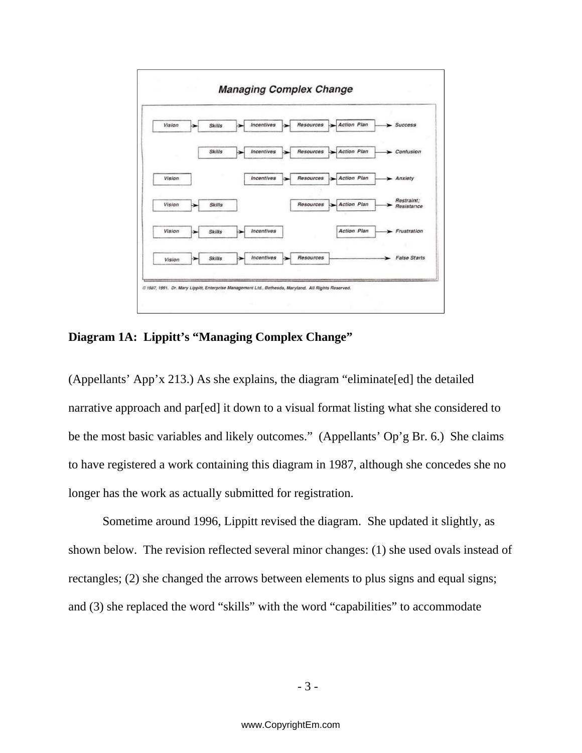**Managing Complex Change**

| | | | | | |
|---|---|---|---|---|---|
| Vision | Skills | Incentives | Resources | Action Plan | Success |
| | Skills | Incentives | Resources | Action Plan | Confusion |
| Vision | | Incentives | Resources | Action Plan | Anxiety |
| Vision | Skills | | Resources | Action Plan | Restraint; Resistance |
| Vision | Skills | Incentives | | Action Plan | Frustration |
| Vision | Skills | Incentives | Resources | | False Starts |

© 1987, 1991. Dr. Mary Lippitt, Enterprise Management Ltd., Bethesda, Maryland. All Rights Reserved.

**Diagram 1A: Lippitt's "Managing Complex Change"**

(Appellants' App'x 213.) As she explains, the diagram "eliminate[ed] the detailed narrative approach and par[ed] it down to a visual format listing what she considered to be the most basic variables and likely outcomes." (Appellants' Op'g Br. 6.) She claims to have registered a work containing this diagram in 1987, although she concedes she no longer has the work as actually submitted for registration.

Sometime around 1996, Lippitt revised the diagram. She updated it slightly, as shown below. The revision reflected several minor changes: (1) she used ovals instead of rectangles; (2) she changed the arrows between elements to plus signs and equal signs; and (3) she replaced the word "skills" with the word "capabilities" to accommodate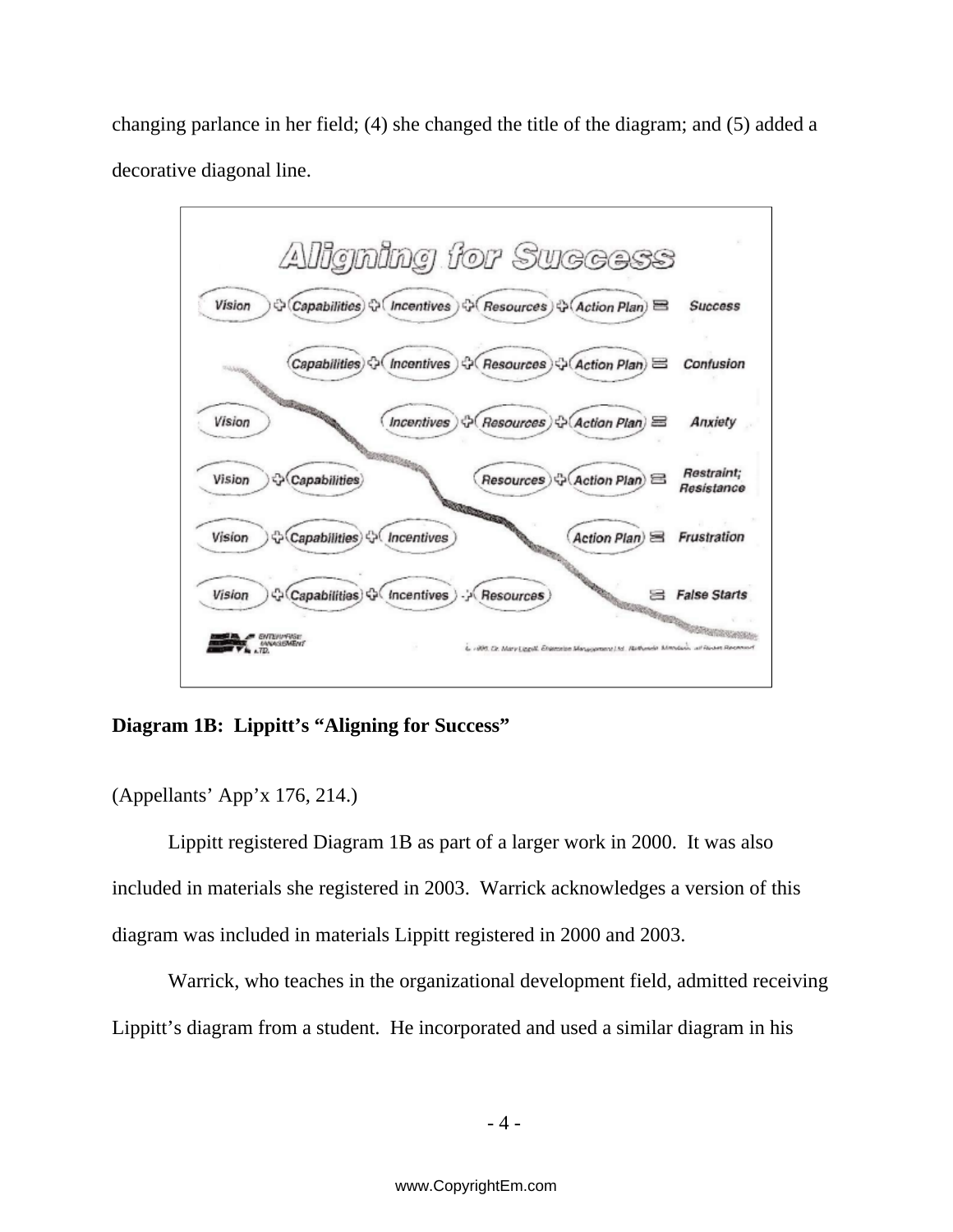changing parlance in her field; (4) she changed the title of the diagram; and (5) added a decorative diagonal line.

**Diagram 1B: Lippitt's "Aligning for Success"**

(Appellants' App'x 176, 214.)

Lippitt registered Diagram 1B as part of a larger work in 2000. It was also included in materials she registered in 2003. Warrick acknowledges a version of this diagram was included in materials Lippitt registered in 2000 and 2003.

Warrick, who teaches in the organizational development field, admitted receiving Lippitt's diagram from a student. He incorporated and used a similar diagram in his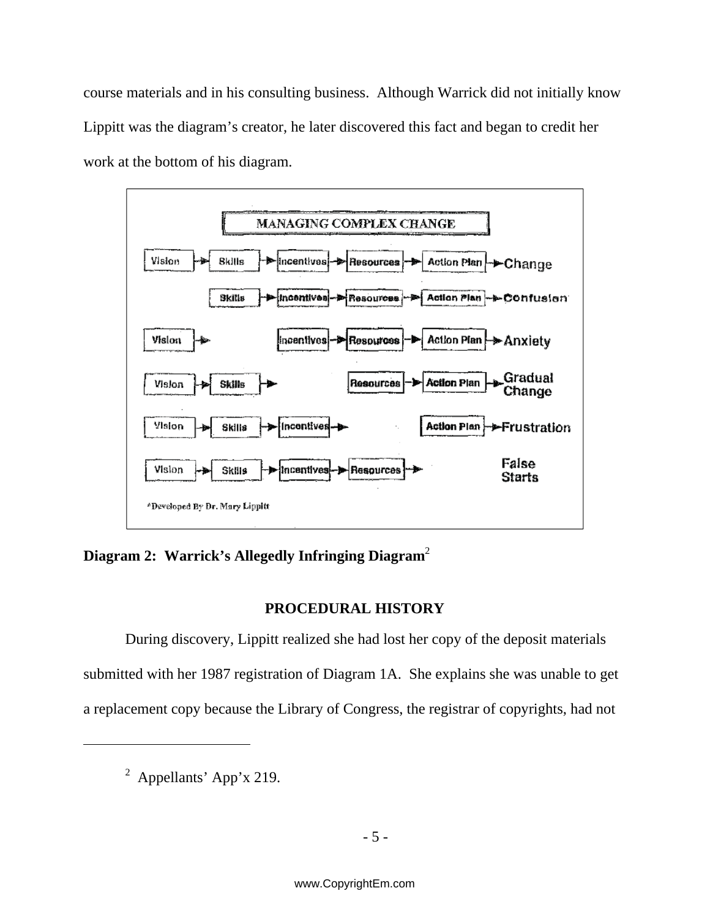course materials and in his consulting business. Although Warrick did not initially know Lippitt was the diagram's creator, he later discovered this fact and began to credit her work at the bottom of his diagram.

**MANAGING COMPLEX CHANGE**

| | | | | | |
|---|---|---|---|---|---|
| Vision | Skills | Incentives | Resources | Action Plan | Change |
| | Skills | Incentives | Resources | Action Plan | Confusion |
| Vision | | Incentives | Resources | Action Plan | Anxiety |
| Vision | Skills | | Resources | Action Plan | Gradual Change |
| Vision | Skills | Incentives | | Action Plan | Frustration |
| Vision | Skills | Incentives | Resources | | False Starts |

*Developed By Dr. Mary Lippitt

**Diagram 2: Warrick's Allegedly Infringing Diagram**[2]

## PROCEDURAL HISTORY

During discovery, Lippitt realized she had lost her copy of the deposit materials submitted with her 1987 registration of Diagram 1A. She explains she was unable to get a replacement copy because the Library of Congress, the registrar of copyrights, had not

---

[2] Appellants' App'x 219.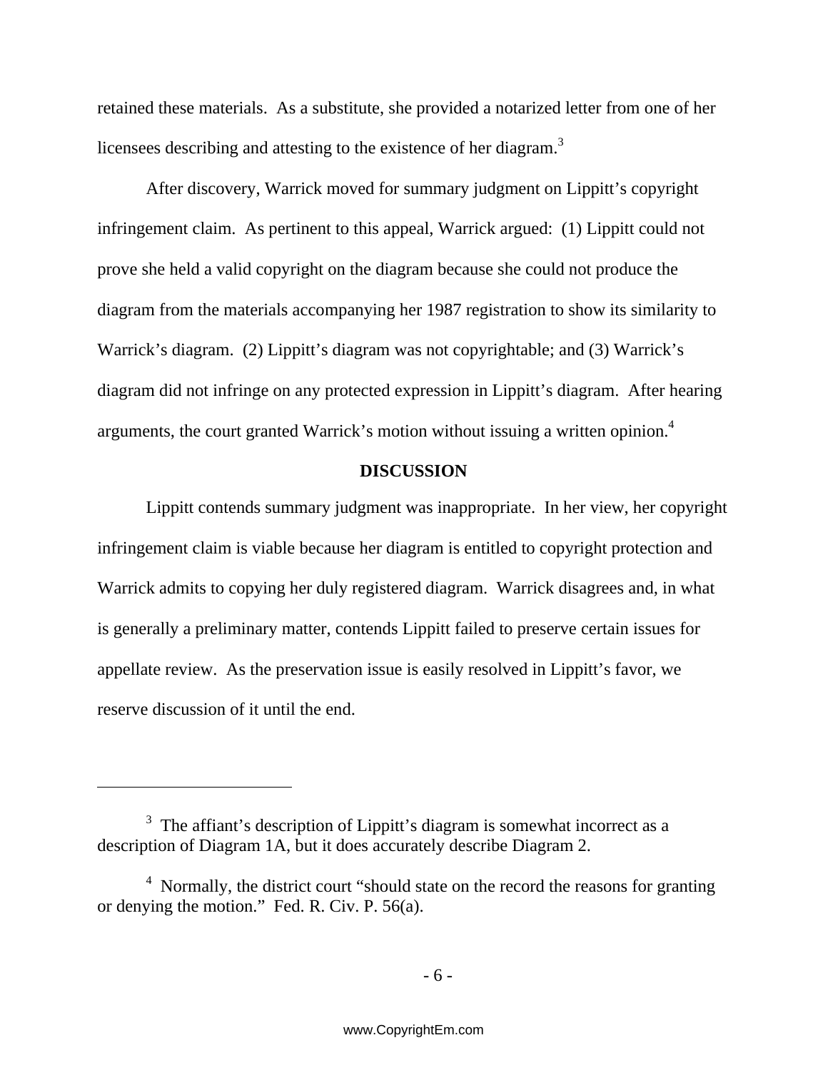retained these materials. As a substitute, she provided a notarized letter from one of her licensees describing and attesting to the existence of her diagram.[3]

After discovery, Warrick moved for summary judgment on Lippitt's copyright infringement claim. As pertinent to this appeal, Warrick argued: (1) Lippitt could not prove she held a valid copyright on the diagram because she could not produce the diagram from the materials accompanying her 1987 registration to show its similarity to Warrick's diagram. (2) Lippitt's diagram was not copyrightable; and (3) Warrick's diagram did not infringe on any protected expression in Lippitt's diagram. After hearing arguments, the court granted Warrick's motion without issuing a written opinion.[4]

**DISCUSSION**

Lippitt contends summary judgment was inappropriate. In her view, her copyright infringement claim is viable because her diagram is entitled to copyright protection and Warrick admits to copying her duly registered diagram. Warrick disagrees and, in what is generally a preliminary matter, contends Lippitt failed to preserve certain issues for appellate review. As the preservation issue is easily resolved in Lippitt's favor, we reserve discussion of it until the end.

---

[3] The affiant's description of Lippitt's diagram is somewhat incorrect as a description of Diagram 1A, but it does accurately describe Diagram 2.

[4] Normally, the district court "should state on the record the reasons for granting or denying the motion." Fed. R. Civ. P. 56(a).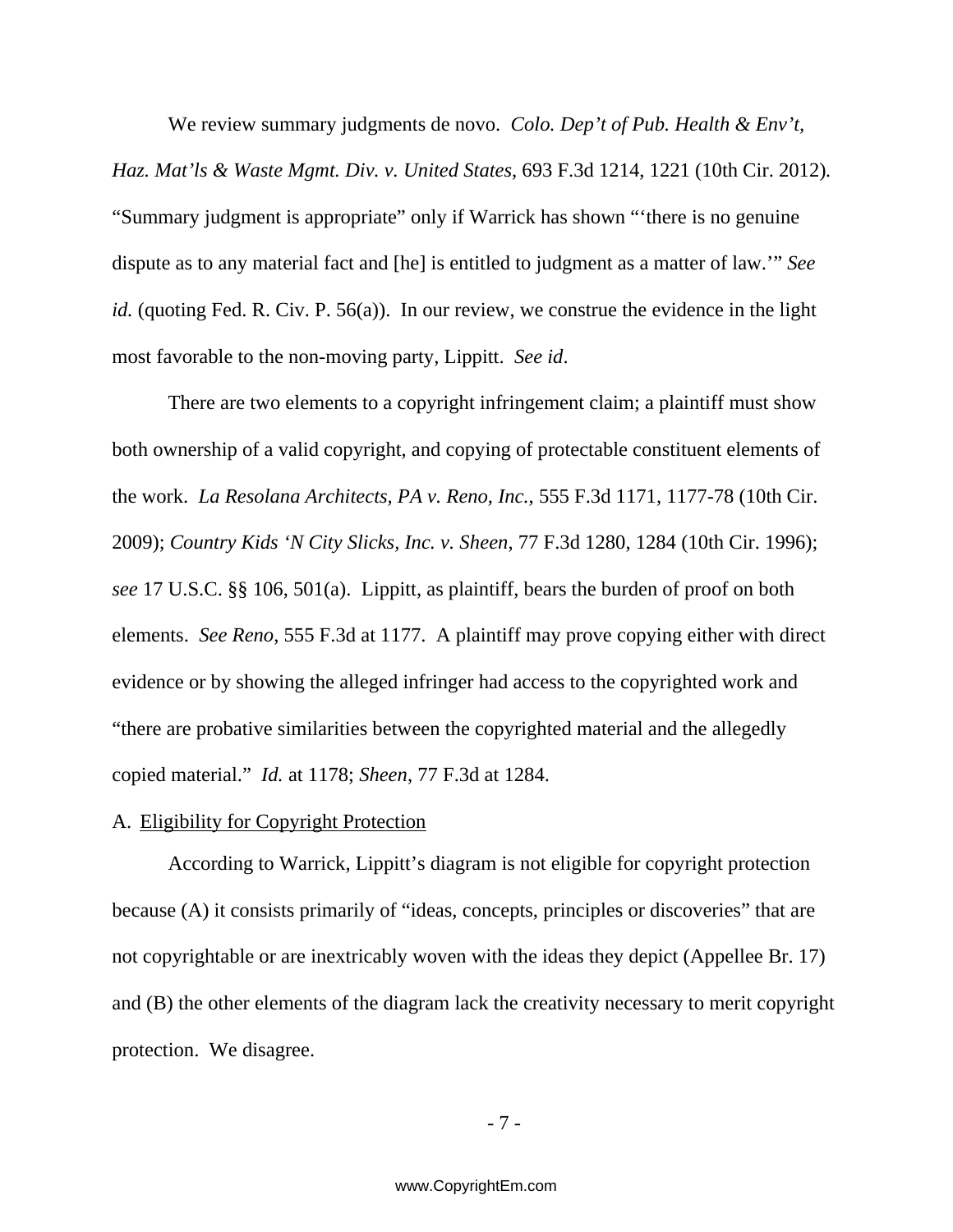We review summary judgments de novo. *Colo. Dep't of Pub. Health & Env't, Haz. Mat'ls & Waste Mgmt. Div. v. United States*, 693 F.3d 1214, 1221 (10th Cir. 2012). "Summary judgment is appropriate" only if Warrick has shown "'there is no genuine dispute as to any material fact and [he] is entitled to judgment as a matter of law.'" *See id.* (quoting Fed. R. Civ. P. 56(a)). In our review, we construe the evidence in the light most favorable to the non-moving party, Lippitt. *See id*.

There are two elements to a copyright infringement claim; a plaintiff must show both ownership of a valid copyright, and copying of protectable constituent elements of the work. *La Resolana Architects, PA v. Reno, Inc.*, 555 F.3d 1171, 1177-78 (10th Cir. 2009); *Country Kids 'N City Slicks, Inc. v. Sheen*, 77 F.3d 1280, 1284 (10th Cir. 1996); *see* 17 U.S.C. §§ 106, 501(a). Lippitt, as plaintiff, bears the burden of proof on both elements. *See Reno,* 555 F.3d at 1177. A plaintiff may prove copying either with direct evidence or by showing the alleged infringer had access to the copyrighted work and "there are probative similarities between the copyrighted material and the allegedly copied material." *Id.* at 1178; *Sheen*, 77 F.3d at 1284.

A. Eligibility for Copyright Protection

According to Warrick, Lippitt's diagram is not eligible for copyright protection because (A) it consists primarily of "ideas, concepts, principles or discoveries" that are not copyrightable or are inextricably woven with the ideas they depict (Appellee Br. 17) and (B) the other elements of the diagram lack the creativity necessary to merit copyright protection. We disagree.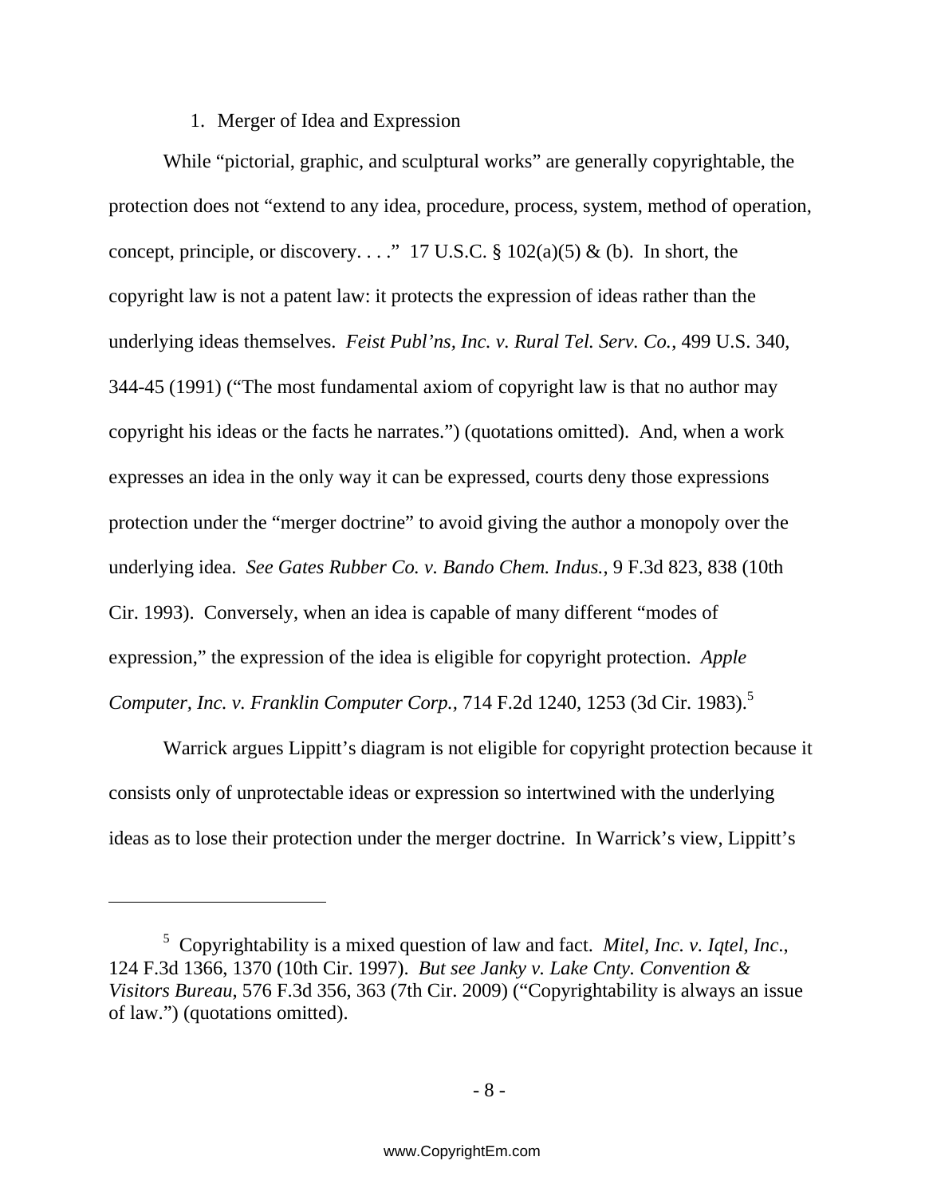1. Merger of Idea and Expression

While "pictorial, graphic, and sculptural works" are generally copyrightable, the protection does not "extend to any idea, procedure, process, system, method of operation, concept, principle, or discovery. . . ." 17 U.S.C. § 102(a)(5) & (b). In short, the copyright law is not a patent law: it protects the expression of ideas rather than the underlying ideas themselves. *Feist Publ'ns, Inc. v. Rural Tel. Serv. Co.*, 499 U.S. 340, 344-45 (1991) ("The most fundamental axiom of copyright law is that no author may copyright his ideas or the facts he narrates.") (quotations omitted). And, when a work expresses an idea in the only way it can be expressed, courts deny those expressions protection under the "merger doctrine" to avoid giving the author a monopoly over the underlying idea. *See Gates Rubber Co. v. Bando Chem. Indus.*, 9 F.3d 823, 838 (10th Cir. 1993). Conversely, when an idea is capable of many different "modes of expression," the expression of the idea is eligible for copyright protection. *Apple Computer, Inc. v. Franklin Computer Corp.*, 714 F.2d 1240, 1253 (3d Cir. 1983).[5]

Warrick argues Lippitt's diagram is not eligible for copyright protection because it consists only of unprotectable ideas or expression so intertwined with the underlying ideas as to lose their protection under the merger doctrine. In Warrick's view, Lippitt's

---

[5] Copyrightability is a mixed question of law and fact. *Mitel, Inc. v. Iqtel, Inc.*, 124 F.3d 1366, 1370 (10th Cir. 1997). *But see Janky v. Lake Cnty. Convention & Visitors Bureau*, 576 F.3d 356, 363 (7th Cir. 2009) ("Copyrightability is always an issue of law.") (quotations omitted).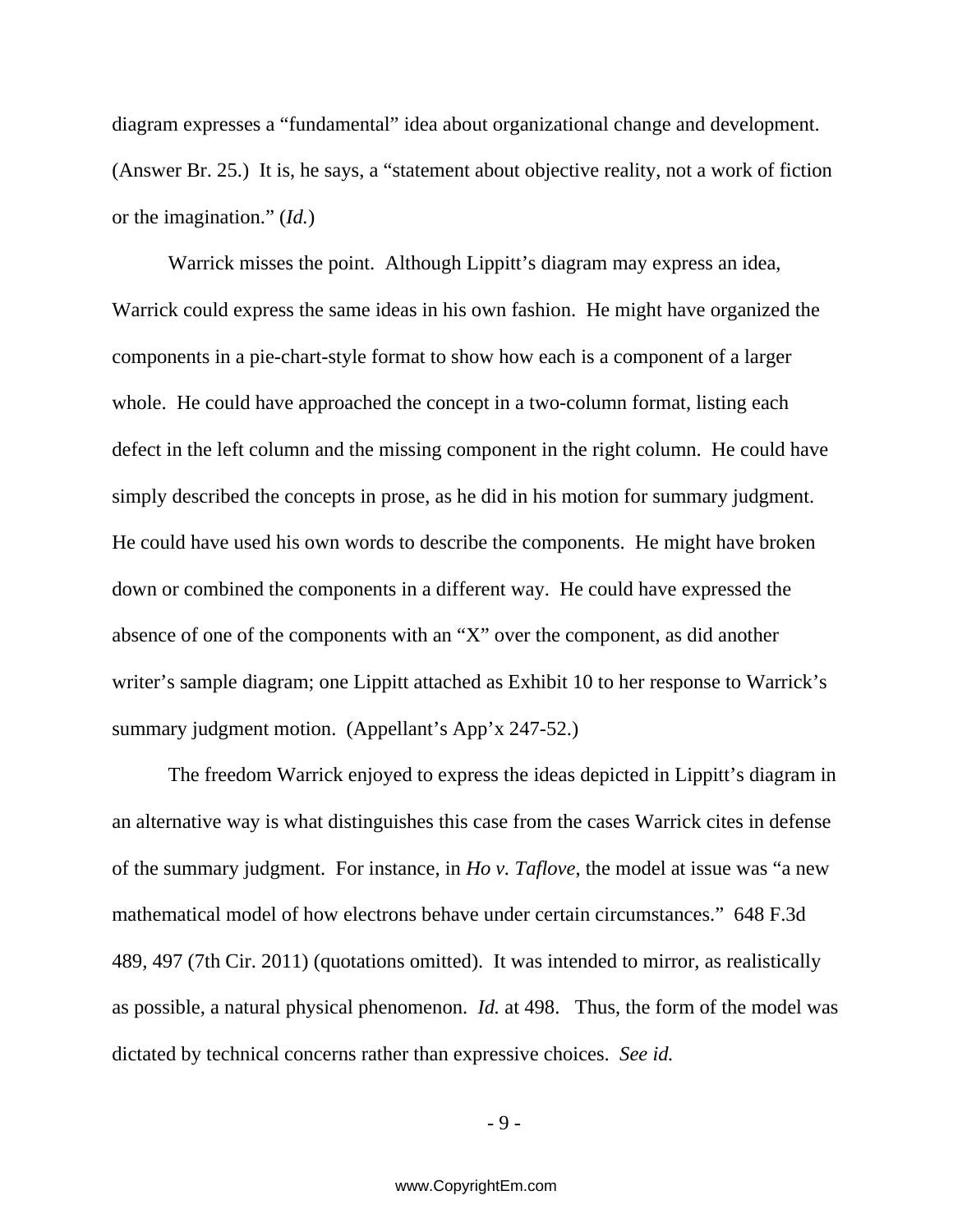diagram expresses a "fundamental" idea about organizational change and development. (Answer Br. 25.) It is, he says, a "statement about objective reality, not a work of fiction or the imagination." (*Id.*)

Warrick misses the point. Although Lippitt's diagram may express an idea, Warrick could express the same ideas in his own fashion. He might have organized the components in a pie-chart-style format to show how each is a component of a larger whole. He could have approached the concept in a two-column format, listing each defect in the left column and the missing component in the right column. He could have simply described the concepts in prose, as he did in his motion for summary judgment. He could have used his own words to describe the components. He might have broken down or combined the components in a different way. He could have expressed the absence of one of the components with an "X" over the component, as did another writer's sample diagram; one Lippitt attached as Exhibit 10 to her response to Warrick's summary judgment motion. (Appellant's App'x 247-52.)

The freedom Warrick enjoyed to express the ideas depicted in Lippitt's diagram in an alternative way is what distinguishes this case from the cases Warrick cites in defense of the summary judgment. For instance, in *Ho v. Taflove*, the model at issue was "a new mathematical model of how electrons behave under certain circumstances." 648 F.3d 489, 497 (7th Cir. 2011) (quotations omitted). It was intended to mirror, as realistically as possible, a natural physical phenomenon. *Id.* at 498. Thus, the form of the model was dictated by technical concerns rather than expressive choices. *See id.*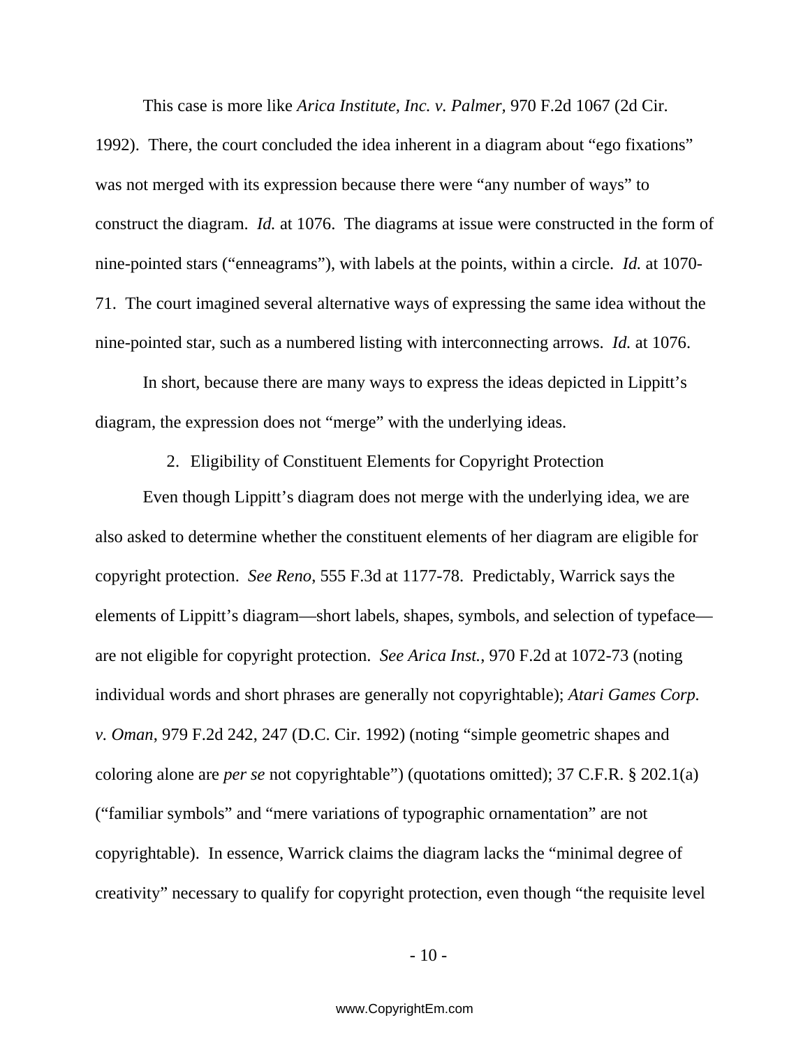This case is more like *Arica Institute, Inc. v. Palmer,* 970 F.2d 1067 (2d Cir. 1992). There, the court concluded the idea inherent in a diagram about "ego fixations" was not merged with its expression because there were "any number of ways" to construct the diagram. *Id.* at 1076. The diagrams at issue were constructed in the form of nine-pointed stars ("enneagrams"), with labels at the points, within a circle. *Id.* at 1070-71. The court imagined several alternative ways of expressing the same idea without the nine-pointed star, such as a numbered listing with interconnecting arrows. *Id.* at 1076.

In short, because there are many ways to express the ideas depicted in Lippitt's diagram, the expression does not "merge" with the underlying ideas.

2. Eligibility of Constituent Elements for Copyright Protection

Even though Lippitt's diagram does not merge with the underlying idea, we are also asked to determine whether the constituent elements of her diagram are eligible for copyright protection. *See Reno*, 555 F.3d at 1177-78. Predictably, Warrick says the elements of Lippitt's diagram—short labels, shapes, symbols, and selection of typeface—are not eligible for copyright protection. *See Arica Inst.*, 970 F.2d at 1072-73 (noting individual words and short phrases are generally not copyrightable); *Atari Games Corp. v. Oman*, 979 F.2d 242, 247 (D.C. Cir. 1992) (noting "simple geometric shapes and coloring alone are *per se* not copyrightable") (quotations omitted); 37 C.F.R. § 202.1(a) ("familiar symbols" and "mere variations of typographic ornamentation" are not copyrightable). In essence, Warrick claims the diagram lacks the "minimal degree of creativity" necessary to qualify for copyright protection, even though "the requisite level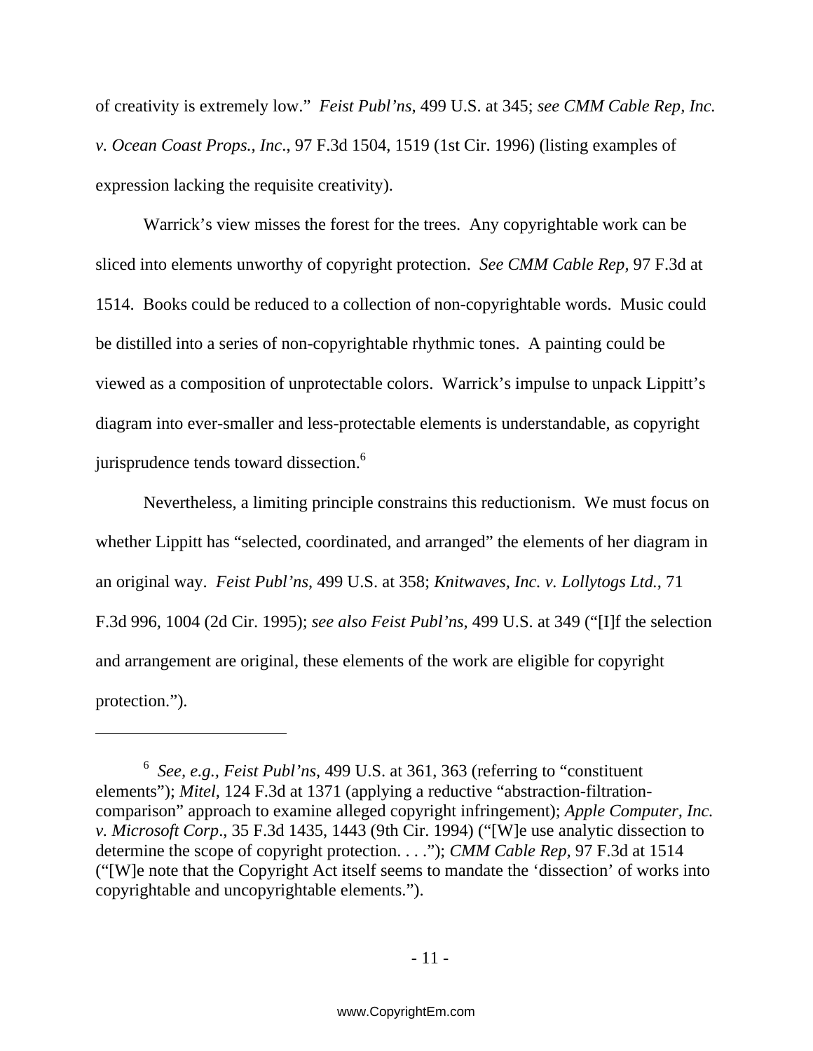of creativity is extremely low." *Feist Publ'ns*, 499 U.S. at 345; *see CMM Cable Rep, Inc. v. Ocean Coast Props., Inc*., 97 F.3d 1504, 1519 (1st Cir. 1996) (listing examples of expression lacking the requisite creativity).

Warrick's view misses the forest for the trees. Any copyrightable work can be sliced into elements unworthy of copyright protection. *See CMM Cable Rep,* 97 F.3d at 1514. Books could be reduced to a collection of non-copyrightable words. Music could be distilled into a series of non-copyrightable rhythmic tones. A painting could be viewed as a composition of unprotectable colors. Warrick's impulse to unpack Lippitt's diagram into ever-smaller and less-protectable elements is understandable, as copyright jurisprudence tends toward dissection.[6]

Nevertheless, a limiting principle constrains this reductionism. We must focus on whether Lippitt has "selected, coordinated, and arranged" the elements of her diagram in an original way. *Feist Publ'ns*, 499 U.S. at 358; *Knitwaves, Inc. v. Lollytogs Ltd.*, 71 F.3d 996, 1004 (2d Cir. 1995); *see also Feist Publ'ns*, 499 U.S. at 349 ("[I]f the selection and arrangement are original, these elements of the work are eligible for copyright protection.").

---

[6] *See, e.g., Feist Publ'ns*, 499 U.S. at 361, 363 (referring to "constituent elements"); *Mitel*, 124 F.3d at 1371 (applying a reductive "abstraction-filtration-comparison" approach to examine alleged copyright infringement); *Apple Computer, Inc. v. Microsoft Corp*., 35 F.3d 1435, 1443 (9th Cir. 1994) ("[W]e use analytic dissection to determine the scope of copyright protection. . . ."); *CMM Cable Rep*, 97 F.3d at 1514 ("[W]e note that the Copyright Act itself seems to mandate the 'dissection' of works into copyrightable and uncopyrightable elements.").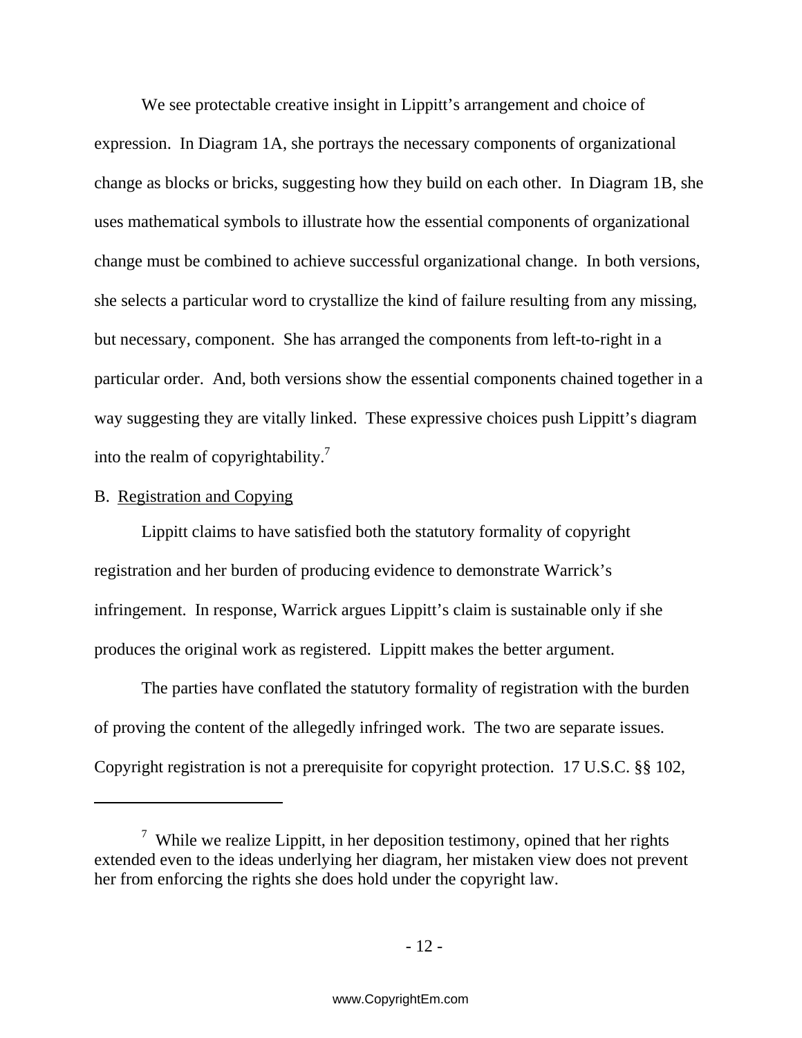We see protectable creative insight in Lippitt's arrangement and choice of expression. In Diagram 1A, she portrays the necessary components of organizational change as blocks or bricks, suggesting how they build on each other. In Diagram 1B, she uses mathematical symbols to illustrate how the essential components of organizational change must be combined to achieve successful organizational change. In both versions, she selects a particular word to crystallize the kind of failure resulting from any missing, but necessary, component. She has arranged the components from left-to-right in a particular order. And, both versions show the essential components chained together in a way suggesting they are vitally linked. These expressive choices push Lippitt's diagram into the realm of copyrightability.[7]

B. <u>Registration and Copying</u>

Lippitt claims to have satisfied both the statutory formality of copyright registration and her burden of producing evidence to demonstrate Warrick's infringement. In response, Warrick argues Lippitt's claim is sustainable only if she produces the original work as registered. Lippitt makes the better argument.

The parties have conflated the statutory formality of registration with the burden of proving the content of the allegedly infringed work. The two are separate issues. Copyright registration is not a prerequisite for copyright protection. 17 U.S.C. §§ 102,

---

[7] While we realize Lippitt, in her deposition testimony, opined that her rights extended even to the ideas underlying her diagram, her mistaken view does not prevent her from enforcing the rights she does hold under the copyright law.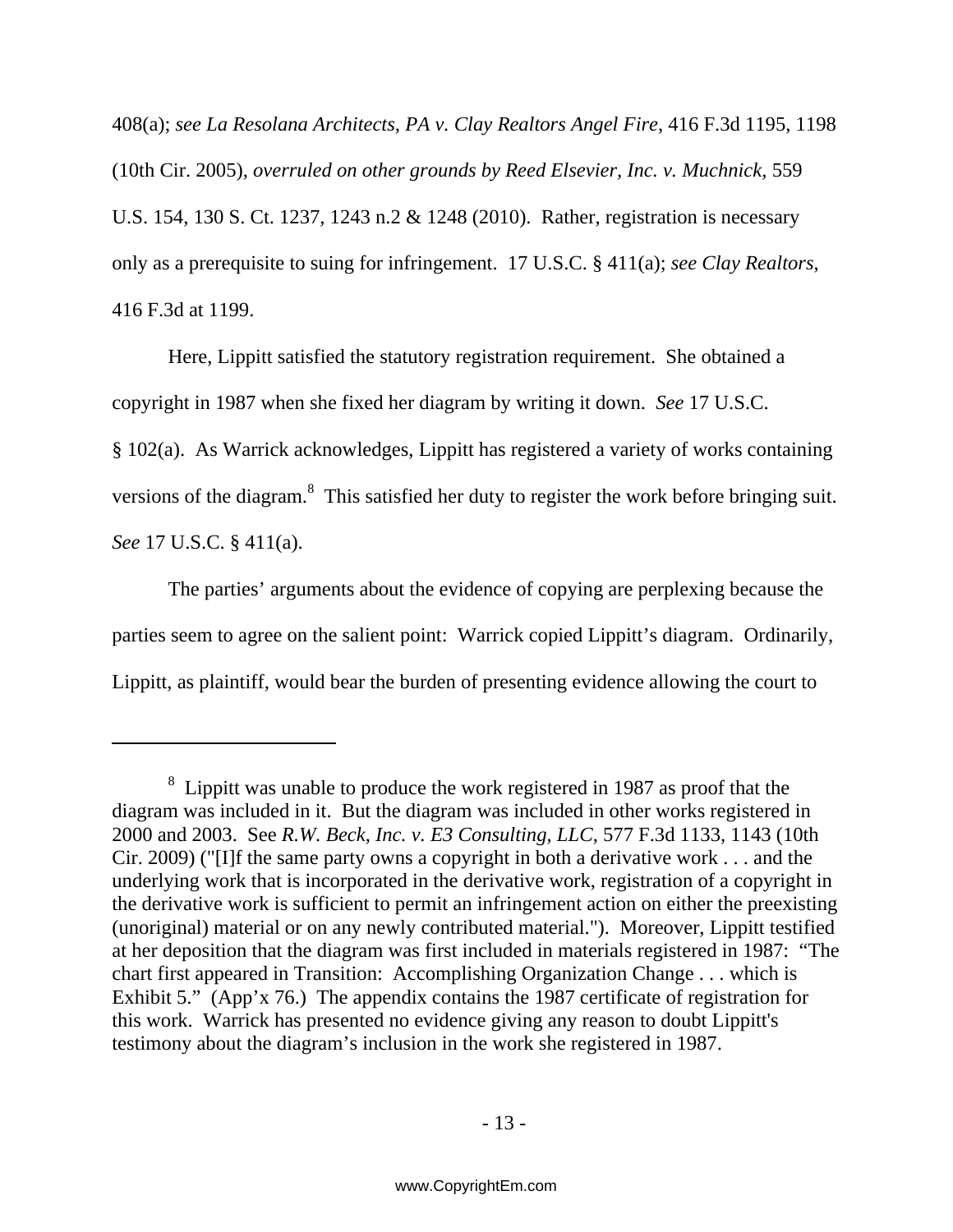408(a); *see La Resolana Architects, PA v. Clay Realtors Angel Fire*, 416 F.3d 1195, 1198 (10th Cir. 2005), *overruled on other grounds by Reed Elsevier, Inc. v. Muchnick*, 559 U.S. 154, 130 S. Ct. 1237, 1243 n.2 & 1248 (2010). Rather, registration is necessary only as a prerequisite to suing for infringement. 17 U.S.C. § 411(a); *see Clay Realtors*, 416 F.3d at 1199.

Here, Lippitt satisfied the statutory registration requirement. She obtained a copyright in 1987 when she fixed her diagram by writing it down. *See* 17 U.S.C. § 102(a). As Warrick acknowledges, Lippitt has registered a variety of works containing versions of the diagram.[8] This satisfied her duty to register the work before bringing suit. *See* 17 U.S.C. § 411(a).

The parties' arguments about the evidence of copying are perplexing because the parties seem to agree on the salient point: Warrick copied Lippitt's diagram. Ordinarily, Lippitt, as plaintiff, would bear the burden of presenting evidence allowing the court to

---

[8] Lippitt was unable to produce the work registered in 1987 as proof that the diagram was included in it. But the diagram was included in other works registered in 2000 and 2003. See *R.W. Beck, Inc. v. E3 Consulting, LLC*, 577 F.3d 1133, 1143 (10th Cir. 2009) ("[I]f the same party owns a copyright in both a derivative work . . . and the underlying work that is incorporated in the derivative work, registration of a copyright in the derivative work is sufficient to permit an infringement action on either the preexisting (unoriginal) material or on any newly contributed material."). Moreover, Lippitt testified at her deposition that the diagram was first included in materials registered in 1987: "The chart first appeared in Transition: Accomplishing Organization Change . . . which is Exhibit 5." (App'x 76.) The appendix contains the 1987 certificate of registration for this work. Warrick has presented no evidence giving any reason to doubt Lippitt's testimony about the diagram's inclusion in the work she registered in 1987.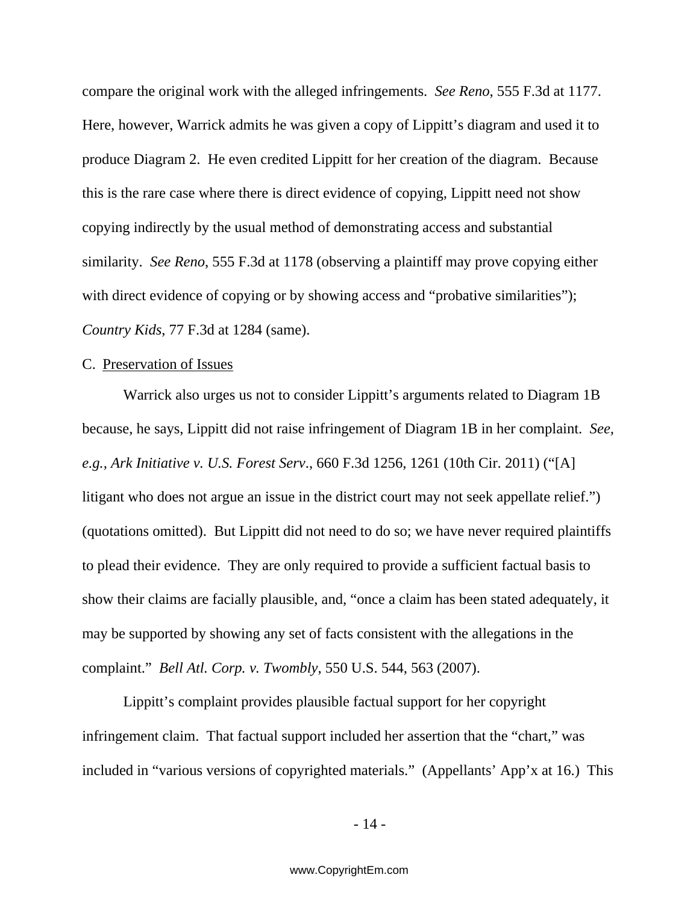compare the original work with the alleged infringements. *See Reno*, 555 F.3d at 1177. Here, however, Warrick admits he was given a copy of Lippitt's diagram and used it to produce Diagram 2. He even credited Lippitt for her creation of the diagram. Because this is the rare case where there is direct evidence of copying, Lippitt need not show copying indirectly by the usual method of demonstrating access and substantial similarity. *See Reno*, 555 F.3d at 1178 (observing a plaintiff may prove copying either with direct evidence of copying or by showing access and "probative similarities"); *Country Kids*, 77 F.3d at 1284 (same).

C. Preservation of Issues

Warrick also urges us not to consider Lippitt's arguments related to Diagram 1B because, he says, Lippitt did not raise infringement of Diagram 1B in her complaint. *See, e.g., Ark Initiative v. U.S. Forest Serv.*, 660 F.3d 1256, 1261 (10th Cir. 2011) ("[A] litigant who does not argue an issue in the district court may not seek appellate relief.") (quotations omitted). But Lippitt did not need to do so; we have never required plaintiffs to plead their evidence. They are only required to provide a sufficient factual basis to show their claims are facially plausible, and, "once a claim has been stated adequately, it may be supported by showing any set of facts consistent with the allegations in the complaint." *Bell Atl. Corp. v. Twombly*, 550 U.S. 544, 563 (2007).

Lippitt's complaint provides plausible factual support for her copyright infringement claim. That factual support included her assertion that the "chart," was included in "various versions of copyrighted materials." (Appellants' App'x at 16.) This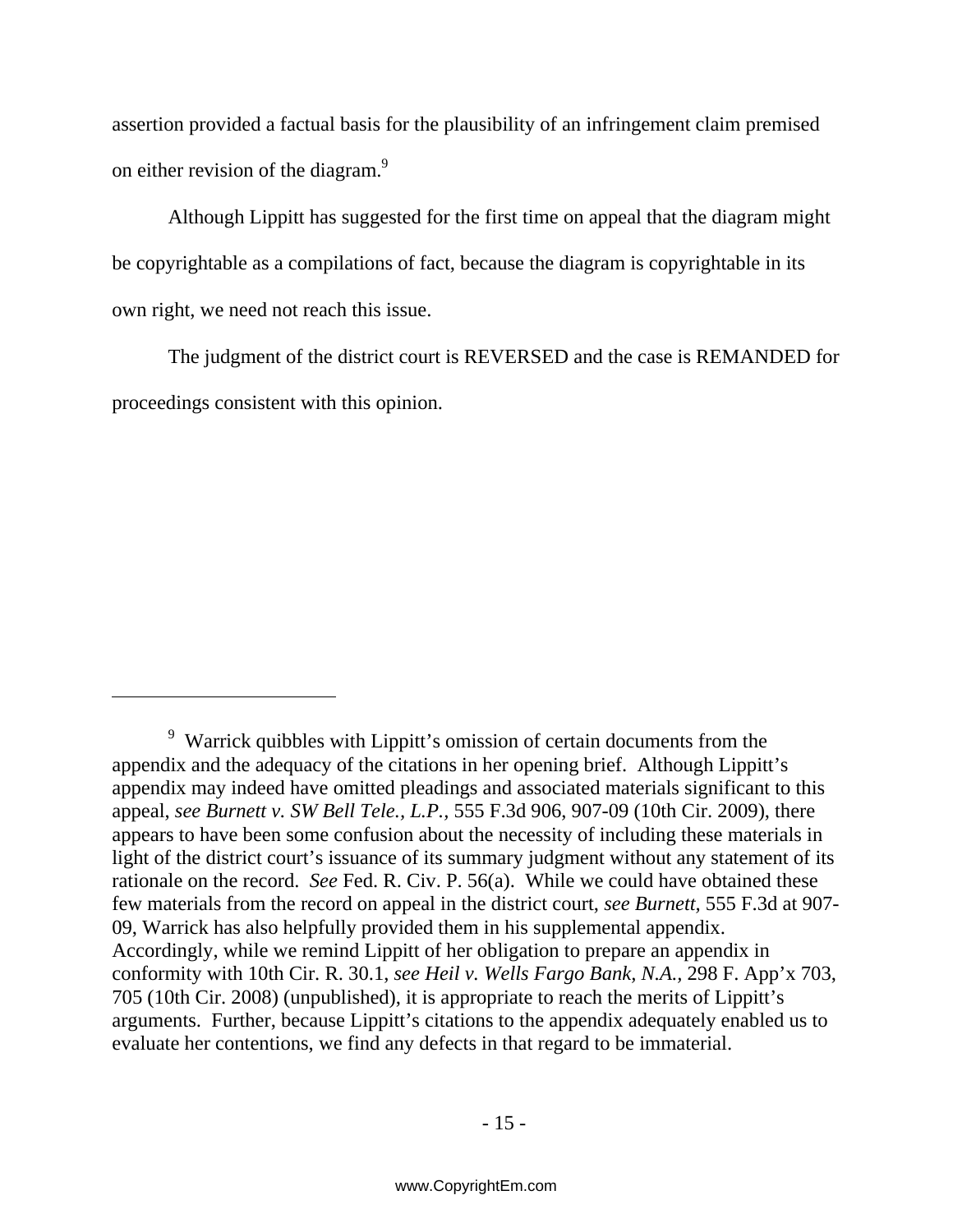assertion provided a factual basis for the plausibility of an infringement claim premised on either revision of the diagram.[9]

Although Lippitt has suggested for the first time on appeal that the diagram might be copyrightable as a compilations of fact, because the diagram is copyrightable in its own right, we need not reach this issue.

The judgment of the district court is REVERSED and the case is REMANDED for proceedings consistent with this opinion.

---

[9] Warrick quibbles with Lippitt's omission of certain documents from the appendix and the adequacy of the citations in her opening brief. Although Lippitt's appendix may indeed have omitted pleadings and associated materials significant to this appeal, *see Burnett v. SW Bell Tele., L.P.*, 555 F.3d 906, 907-09 (10th Cir. 2009), there appears to have been some confusion about the necessity of including these materials in light of the district court's issuance of its summary judgment without any statement of its rationale on the record. *See* Fed. R. Civ. P. 56(a). While we could have obtained these few materials from the record on appeal in the district court, *see Burnett*, 555 F.3d at 907-09, Warrick has also helpfully provided them in his supplemental appendix. Accordingly, while we remind Lippitt of her obligation to prepare an appendix in conformity with 10th Cir. R. 30.1, *see Heil v. Wells Fargo Bank, N.A.*, 298 F. App'x 703, 705 (10th Cir. 2008) (unpublished), it is appropriate to reach the merits of Lippitt's arguments. Further, because Lippitt's citations to the appendix adequately enabled us to evaluate her contentions, we find any defects in that regard to be immaterial.